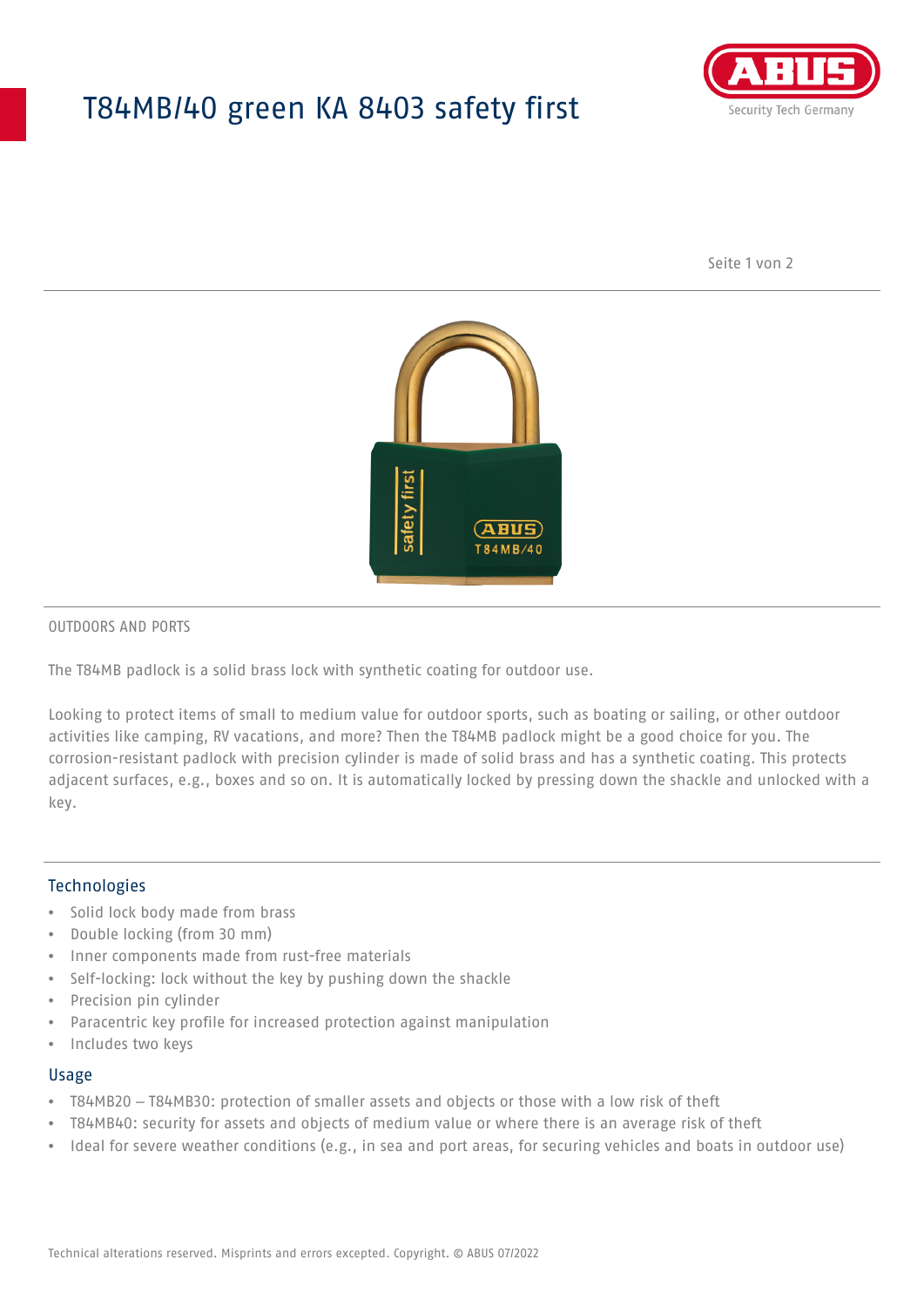# T84MB/40 green KA 8403 safety first

OUTDOORS AND PORTS

The T84MB padlock is a solid brass lock with synthetic coating for outdoor use.

Looking to protect items of small to medium value for outdoor sports, such as boating or sailing, or other outdoor activities like camping, RV vacations, and more? Then the T84MB padlock might be a good choice for you. The corrosion-resistant padlock with precision cylinder is made of solid brass and has a synthetic coating. This protects adjacent surfaces, e.g., boxes and so on. It is automatically locked by pressing down the shackle and unlocked with a key.

## Technologies

- Solid lock body made from brass
- Double locking (from 30 mm)
- Inner components made from rust-free materials
- Self-locking: lock without the key by pushing down the shackle
- Precision pin cylinder
- Paracentric key profile for increased protection against manipulation
- Includes two keys

## Usage

- T84MB20 – T84MB30: protection of smaller assets and objects or those with a low risk of theft
- T84MB40: security for assets and objects of medium value or where there is an average risk of theft
- Ideal for severe weather conditions (e.g., in sea and port areas, for securing vehicles and boats in outdoor use)

Technical alterations reserved. Misprints and errors excepted. Copyright. © ABUS 07/2022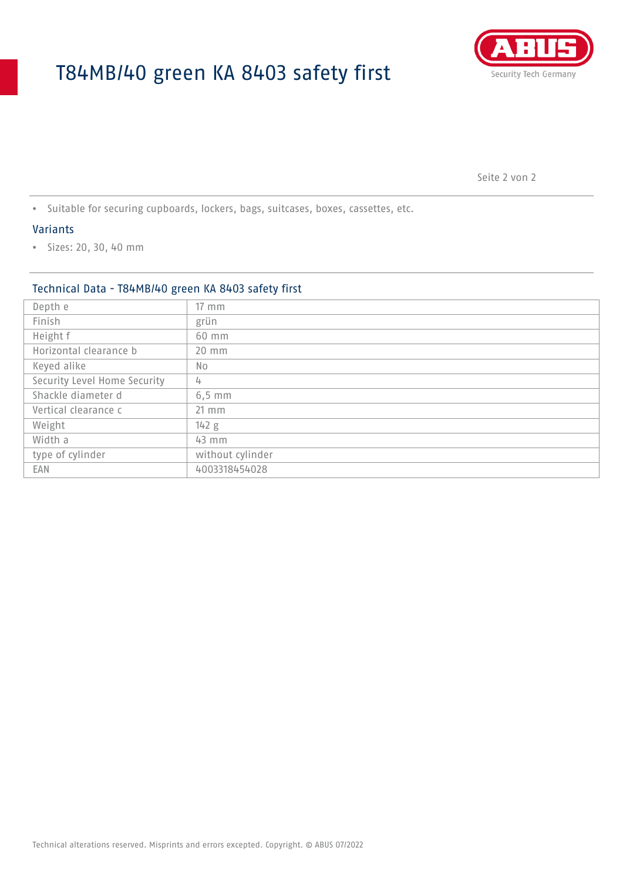- Suitable for securing cupboards, lockers, bags, suitcases, boxes, cassettes, etc.

## Variants

- Sizes: 20, 30, 40 mm

## Technical Data - T84MB/40 green KA 8403 safety first

| | |
|---|---|
| Depth e | 17 mm |
| Finish | grün |
| Height f | 60 mm |
| Horizontal clearance b | 20 mm |
| Keyed alike | No |
| Security Level Home Security | 4 |
| Shackle diameter d | 6,5 mm |
| Vertical clearance c | 21 mm |
| Weight | 142 g |
| Width a | 43 mm |
| type of cylinder | without cylinder |
| EAN | 4003318454028 |

Technical alterations reserved. Misprints and errors excepted. Copyright. © ABUS 07/2022